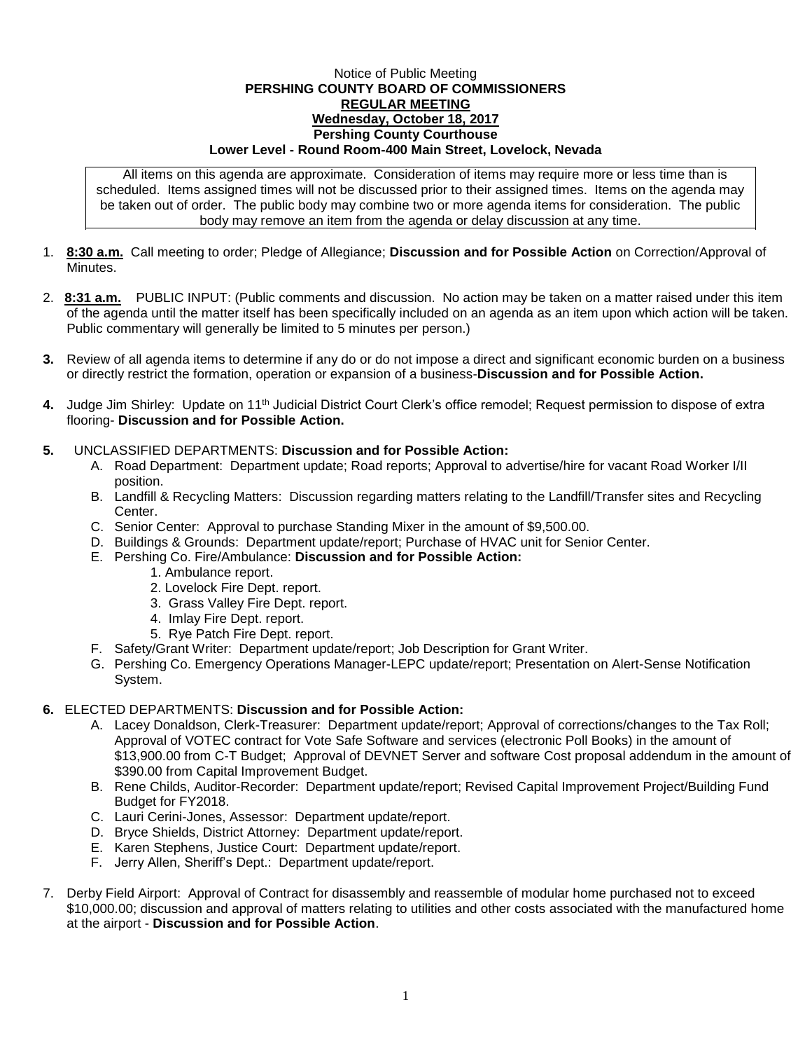Notice of Public Meeting

**PERSHING COUNTY BOARD OF COMMISSIONERS**

**REGULAR MEETING**

**Wednesday, October 18, 2017**

**Pershing County Courthouse**

**Lower Level - Round Room-400 Main Street, Lovelock, Nevada**

All items on this agenda are approximate. Consideration of items may require more or less time than is scheduled. Items assigned times will not be discussed prior to their assigned times. Items on the agenda may be taken out of order. The public body may combine two or more agenda items for consideration. The public body may remove an item from the agenda or delay discussion at any time.

1. **8:30 a.m.** Call meeting to order; Pledge of Allegiance; **Discussion and for Possible Action** on Correction/Approval of Minutes.

2. **8:31 a.m.** PUBLIC INPUT: (Public comments and discussion. No action may be taken on a matter raised under this item of the agenda until the matter itself has been specifically included on an agenda as an item upon which action will be taken. Public commentary will generally be limited to 5 minutes per person.)

3. Review of all agenda items to determine if any do or do not impose a direct and significant economic burden on a business or directly restrict the formation, operation or expansion of a business-**Discussion and for Possible Action.**

4. Judge Jim Shirley: Update on 11th Judicial District Court Clerk's office remodel; Request permission to dispose of extra flooring- **Discussion and for Possible Action.**

5. UNCLASSIFIED DEPARTMENTS: **Discussion and for Possible Action:**
   - A. Road Department: Department update; Road reports; Approval to advertise/hire for vacant Road Worker I/II position.
   - B. Landfill & Recycling Matters: Discussion regarding matters relating to the Landfill/Transfer sites and Recycling Center.
   - C. Senior Center: Approval to purchase Standing Mixer in the amount of $9,500.00.
   - D. Buildings & Grounds: Department update/report; Purchase of HVAC unit for Senior Center.
   - E. Pershing Co. Fire/Ambulance: **Discussion and for Possible Action:**
     1. Ambulance report.
     2. Lovelock Fire Dept. report.
     3. Grass Valley Fire Dept. report.
     4. Imlay Fire Dept. report.
     5. Rye Patch Fire Dept. report.
   - F. Safety/Grant Writer: Department update/report; Job Description for Grant Writer.
   - G. Pershing Co. Emergency Operations Manager-LEPC update/report; Presentation on Alert-Sense Notification System.

6. ELECTED DEPARTMENTS: **Discussion and for Possible Action:**
   - A. Lacey Donaldson, Clerk-Treasurer: Department update/report; Approval of corrections/changes to the Tax Roll; Approval of VOTEC contract for Vote Safe Software and services (electronic Poll Books) in the amount of $13,900.00 from C-T Budget; Approval of DEVNET Server and software Cost proposal addendum in the amount of $390.00 from Capital Improvement Budget.
   - B. Rene Childs, Auditor-Recorder: Department update/report; Revised Capital Improvement Project/Building Fund Budget for FY2018.
   - C. Lauri Cerini-Jones, Assessor: Department update/report.
   - D. Bryce Shields, District Attorney: Department update/report.
   - E. Karen Stephens, Justice Court: Department update/report.
   - F. Jerry Allen, Sheriff's Dept.: Department update/report.

7. Derby Field Airport: Approval of Contract for disassembly and reassemble of modular home purchased not to exceed $10,000.00; discussion and approval of matters relating to utilities and other costs associated with the manufactured home at the airport - **Discussion and for Possible Action**.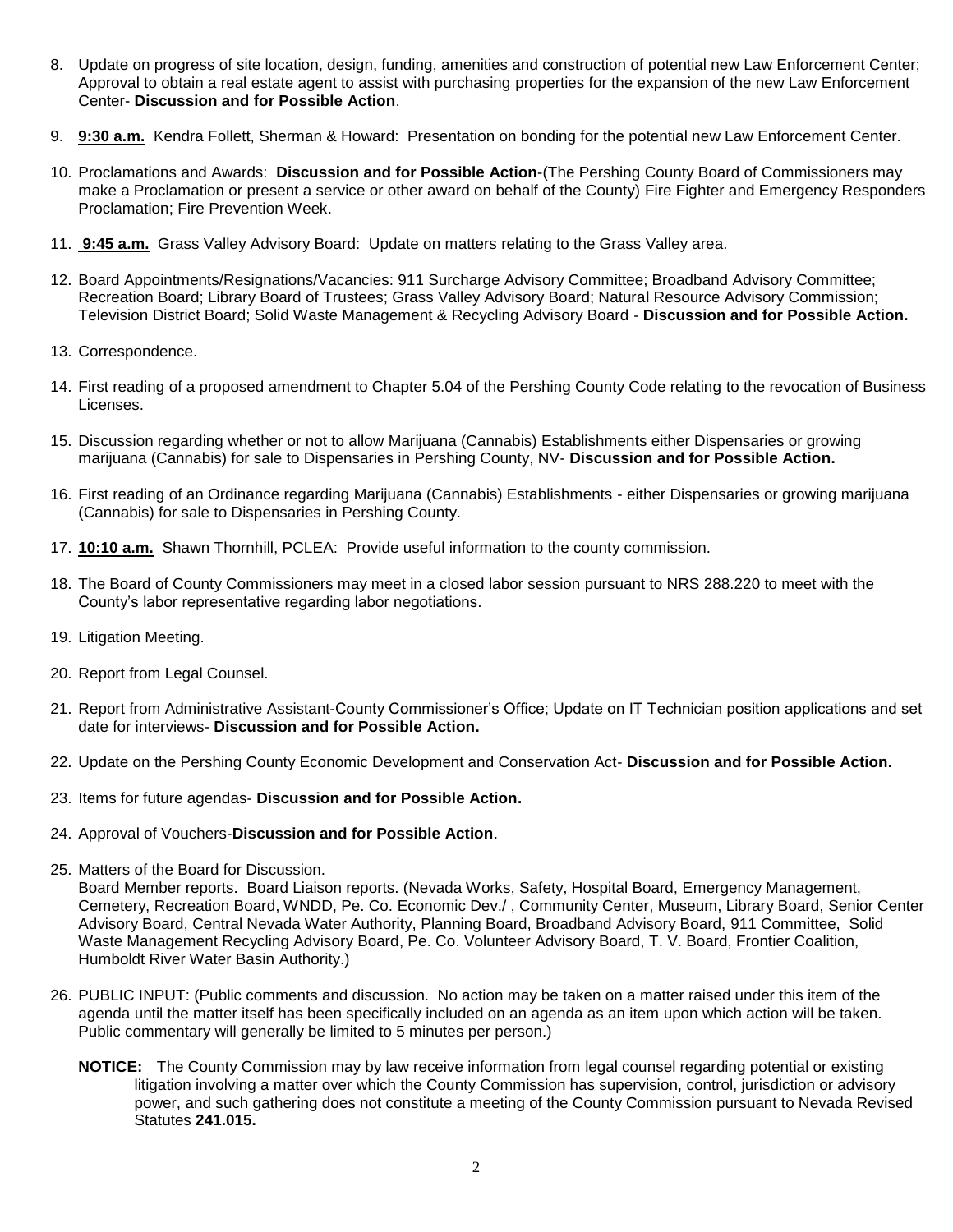8. Update on progress of site location, design, funding, amenities and construction of potential new Law Enforcement Center; Approval to obtain a real estate agent to assist with purchasing properties for the expansion of the new Law Enforcement Center- **Discussion and for Possible Action**.

9. **9:30 a.m.** Kendra Follett, Sherman & Howard: Presentation on bonding for the potential new Law Enforcement Center.

10. Proclamations and Awards: **Discussion and for Possible Action**-(The Pershing County Board of Commissioners may make a Proclamation or present a service or other award on behalf of the County) Fire Fighter and Emergency Responders Proclamation; Fire Prevention Week.

11. **9:45 a.m.** Grass Valley Advisory Board: Update on matters relating to the Grass Valley area.

12. Board Appointments/Resignations/Vacancies: 911 Surcharge Advisory Committee; Broadband Advisory Committee; Recreation Board; Library Board of Trustees; Grass Valley Advisory Board; Natural Resource Advisory Commission; Television District Board; Solid Waste Management & Recycling Advisory Board - **Discussion and for Possible Action.**

13. Correspondence.

14. First reading of a proposed amendment to Chapter 5.04 of the Pershing County Code relating to the revocation of Business Licenses.

15. Discussion regarding whether or not to allow Marijuana (Cannabis) Establishments either Dispensaries or growing marijuana (Cannabis) for sale to Dispensaries in Pershing County, NV- **Discussion and for Possible Action.**

16. First reading of an Ordinance regarding Marijuana (Cannabis) Establishments - either Dispensaries or growing marijuana (Cannabis) for sale to Dispensaries in Pershing County.

17. **10:10 a.m.** Shawn Thornhill, PCLEA: Provide useful information to the county commission.

18. The Board of County Commissioners may meet in a closed labor session pursuant to NRS 288.220 to meet with the County's labor representative regarding labor negotiations.

19. Litigation Meeting.

20. Report from Legal Counsel.

21. Report from Administrative Assistant-County Commissioner's Office; Update on IT Technician position applications and set date for interviews- **Discussion and for Possible Action.**

22. Update on the Pershing County Economic Development and Conservation Act- **Discussion and for Possible Action.**

23. Items for future agendas- **Discussion and for Possible Action.**

24. Approval of Vouchers-**Discussion and for Possible Action**.

25. Matters of the Board for Discussion.
    Board Member reports. Board Liaison reports. (Nevada Works, Safety, Hospital Board, Emergency Management, Cemetery, Recreation Board, WNDD, Pe. Co. Economic Dev./ , Community Center, Museum, Library Board, Senior Center Advisory Board, Central Nevada Water Authority, Planning Board, Broadband Advisory Board, 911 Committee, Solid Waste Management Recycling Advisory Board, Pe. Co. Volunteer Advisory Board, T. V. Board, Frontier Coalition, Humboldt River Water Basin Authority.)

26. PUBLIC INPUT: (Public comments and discussion. No action may be taken on a matter raised under this item of the agenda until the matter itself has been specifically included on an agenda as an item upon which action will be taken. Public commentary will generally be limited to 5 minutes per person.)

    **NOTICE:** The County Commission may by law receive information from legal counsel regarding potential or existing litigation involving a matter over which the County Commission has supervision, control, jurisdiction or advisory power, and such gathering does not constitute a meeting of the County Commission pursuant to Nevada Revised Statutes **241.015.**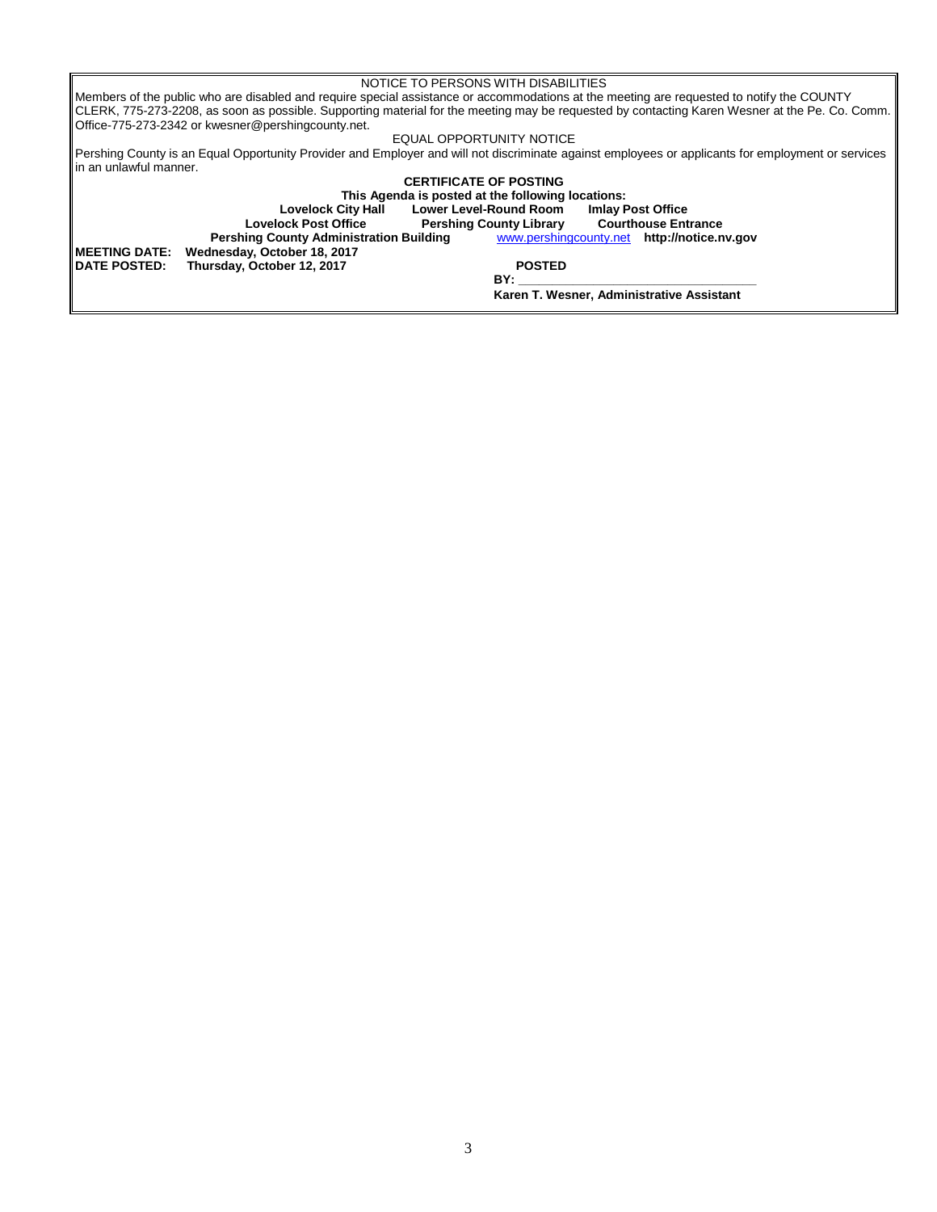NOTICE TO PERSONS WITH DISABILITIES

Members of the public who are disabled and require special assistance or accommodations at the meeting are requested to notify the COUNTY CLERK, 775-273-2208, as soon as possible. Supporting material for the meeting may be requested by contacting Karen Wesner at the Pe. Co. Comm. Office-775-273-2342 or kwesner@pershingcounty.net.

EQUAL OPPORTUNITY NOTICE

Pershing County is an Equal Opportunity Provider and Employer and will not discriminate against employees or applicants for employment or services in an unlawful manner.

**CERTIFICATE OF POSTING**

**This Agenda is posted at the following locations:**

**Lovelock City Hall   Lower Level-Round Room   Imlay Post Office**

**Lovelock Post Office   Pershing County Library   Courthouse Entrance**

**Pershing County Administration Building**   www.pershingcounty.net   **http://notice.nv.gov**

**MEETING DATE: Wednesday, October 18, 2017**

**DATE POSTED: Thursday, October 12, 2017**

**POSTED**

**BY: ___________________________________**

**Karen T. Wesner, Administrative Assistant**